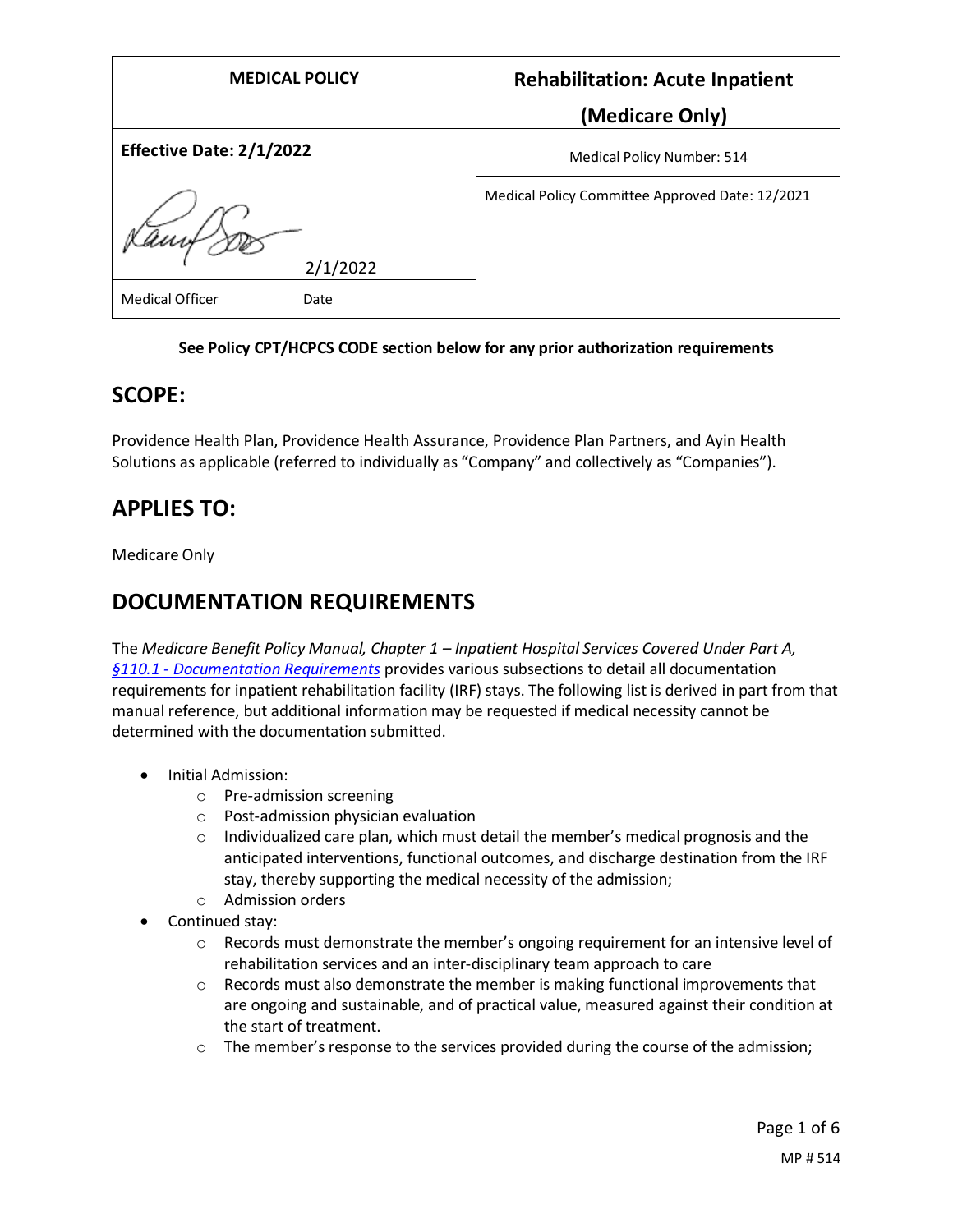| MEDICAL POLICY | Rehabilitation: Acute Inpatient (Medicare Only) |
|---|---|
| **Effective Date: 2/1/2022** | Medical Policy Number: 514 |
| 2/1/2022 | Medical Policy Committee Approved Date: 12/2021 |
| Medical Officer          Date | |

**See Policy CPT/HCPCS CODE section below for any prior authorization requirements**

## SCOPE:

Providence Health Plan, Providence Health Assurance, Providence Plan Partners, and Ayin Health Solutions as applicable (referred to individually as "Company" and collectively as "Companies").

## APPLIES TO:

Medicare Only

## DOCUMENTATION REQUIREMENTS

The *Medicare Benefit Policy Manual, Chapter 1 – Inpatient Hospital Services Covered Under Part A, §110.1 - Documentation Requirements* provides various subsections to detail all documentation requirements for inpatient rehabilitation facility (IRF) stays. The following list is derived in part from that manual reference, but additional information may be requested if medical necessity cannot be determined with the documentation submitted.

- Initial Admission:
    - Pre-admission screening
    - Post-admission physician evaluation
    - Individualized care plan, which must detail the member's medical prognosis and the anticipated interventions, functional outcomes, and discharge destination from the IRF stay, thereby supporting the medical necessity of the admission;
    - Admission orders
- Continued stay:
    - Records must demonstrate the member's ongoing requirement for an intensive level of rehabilitation services and an inter-disciplinary team approach to care
    - Records must also demonstrate the member is making functional improvements that are ongoing and sustainable, and of practical value, measured against their condition at the start of treatment.
    - The member's response to the services provided during the course of the admission;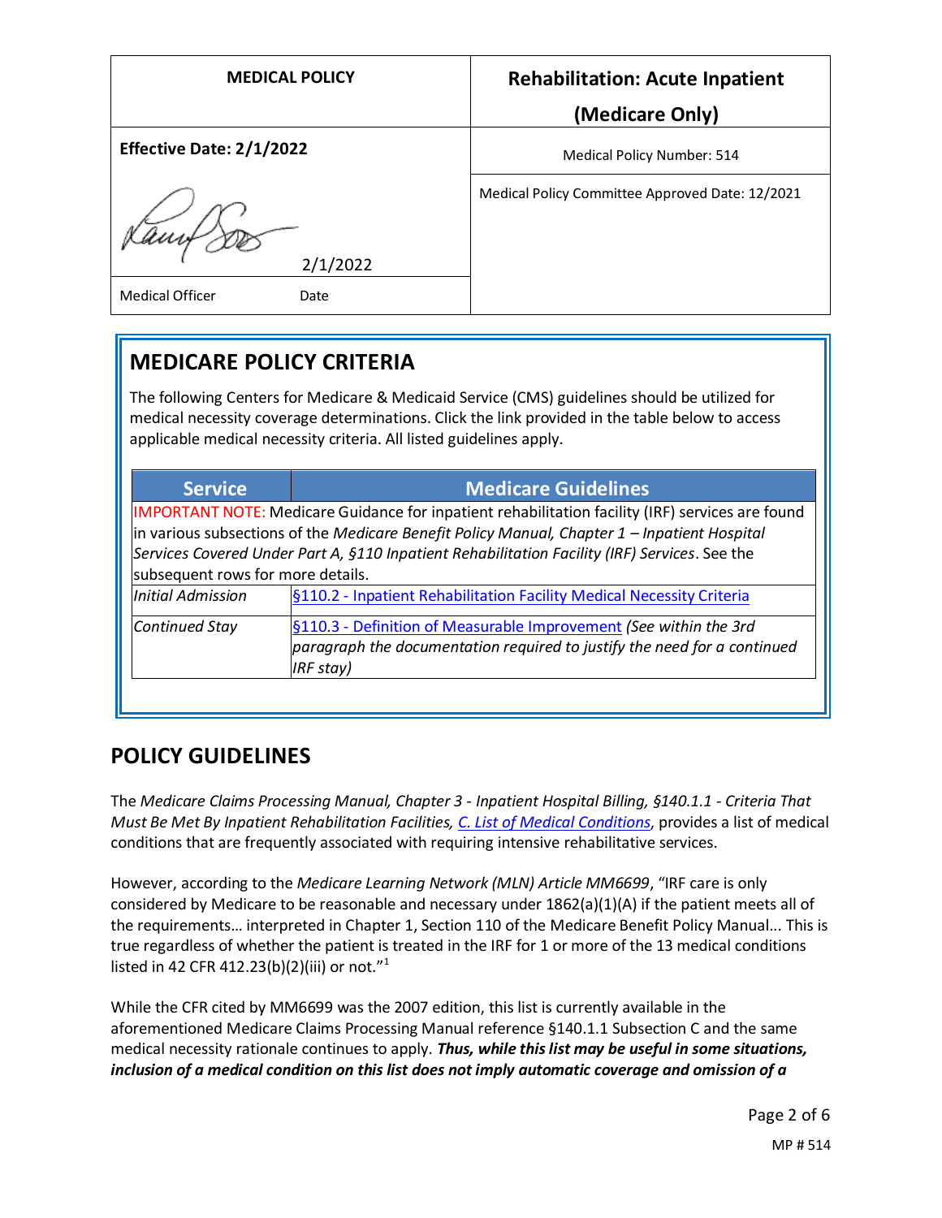| MEDICAL POLICY | Rehabilitation: Acute Inpatient (Medicare Only) |
|---|---|
| Effective Date: 2/1/2022 | Medical Policy Number: 514 |
| 2/1/2022 | Medical Policy Committee Approved Date: 12/2021 |
| Medical Officer Date | |

## MEDICARE POLICY CRITERIA

The following Centers for Medicare & Medicaid Service (CMS) guidelines should be utilized for medical necessity coverage determinations. Click the link provided in the table below to access applicable medical necessity criteria. All listed guidelines apply.

| Service | Medicare Guidelines |
|---|---|
| IMPORTANT NOTE: Medicare Guidance for inpatient rehabilitation facility (IRF) services are found in various subsections of the *Medicare Benefit Policy Manual, Chapter 1 – Inpatient Hospital Services Covered Under Part A, §110 Inpatient Rehabilitation Facility (IRF) Services*. See the subsequent rows for more details. | |
| *Initial Admission* | §110.2 - Inpatient Rehabilitation Facility Medical Necessity Criteria |
| *Continued Stay* | §110.3 - Definition of Measurable Improvement *(See within the 3rd paragraph the documentation required to justify the need for a continued IRF stay)* |

## POLICY GUIDELINES

The *Medicare Claims Processing Manual, Chapter 3 - Inpatient Hospital Billing, §140.1.1 - Criteria That Must Be Met By Inpatient Rehabilitation Facilities, C. List of Medical Conditions*, provides a list of medical conditions that are frequently associated with requiring intensive rehabilitative services.

However, according to the *Medicare Learning Network (MLN) Article MM6699*, "IRF care is only considered by Medicare to be reasonable and necessary under 1862(a)(1)(A) if the patient meets all of the requirements… interpreted in Chapter 1, Section 110 of the Medicare Benefit Policy Manual… This is true regardless of whether the patient is treated in the IRF for 1 or more of the 13 medical conditions listed in 42 CFR 412.23(b)(2)(iii) or not."[1]

While the CFR cited by MM6699 was the 2007 edition, this list is currently available in the aforementioned Medicare Claims Processing Manual reference §140.1.1 Subsection C and the same medical necessity rationale continues to apply. ***Thus, while this list may be useful in some situations, inclusion of a medical condition on this list does not imply automatic coverage and omission of a***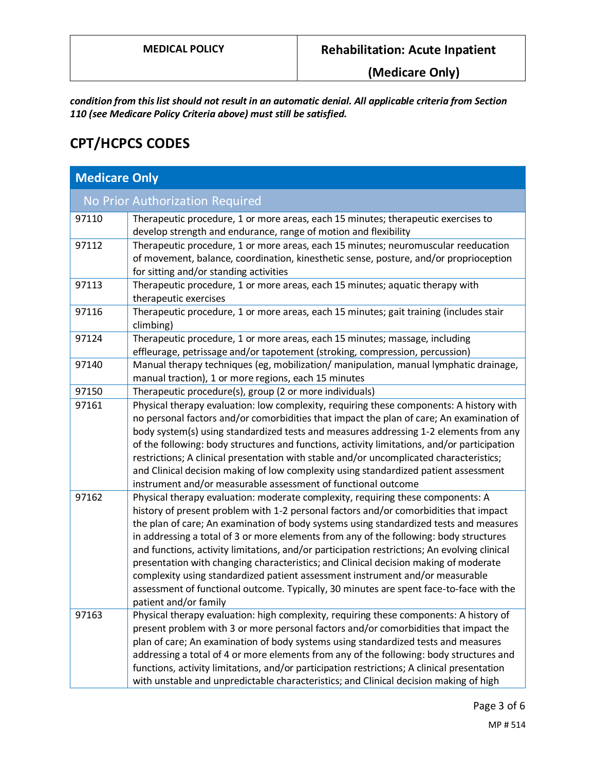***condition from this list should not result in an automatic denial. All applicable criteria from Section 110 (see Medicare Policy Criteria above) must still be satisfied.***

## CPT/HCPCS CODES

| Medicare Only | |
|---|---|
| No Prior Authorization Required | |
| 97110 | Therapeutic procedure, 1 or more areas, each 15 minutes; therapeutic exercises to develop strength and endurance, range of motion and flexibility |
| 97112 | Therapeutic procedure, 1 or more areas, each 15 minutes; neuromuscular reeducation of movement, balance, coordination, kinesthetic sense, posture, and/or proprioception for sitting and/or standing activities |
| 97113 | Therapeutic procedure, 1 or more areas, each 15 minutes; aquatic therapy with therapeutic exercises |
| 97116 | Therapeutic procedure, 1 or more areas, each 15 minutes; gait training (includes stair climbing) |
| 97124 | Therapeutic procedure, 1 or more areas, each 15 minutes; massage, including effleurage, petrissage and/or tapotement (stroking, compression, percussion) |
| 97140 | Manual therapy techniques (eg, mobilization/ manipulation, manual lymphatic drainage, manual traction), 1 or more regions, each 15 minutes |
| 97150 | Therapeutic procedure(s), group (2 or more individuals) |
| 97161 | Physical therapy evaluation: low complexity, requiring these components: A history with no personal factors and/or comorbidities that impact the plan of care; An examination of body system(s) using standardized tests and measures addressing 1-2 elements from any of the following: body structures and functions, activity limitations, and/or participation restrictions; A clinical presentation with stable and/or uncomplicated characteristics; and Clinical decision making of low complexity using standardized patient assessment instrument and/or measurable assessment of functional outcome |
| 97162 | Physical therapy evaluation: moderate complexity, requiring these components: A history of present problem with 1-2 personal factors and/or comorbidities that impact the plan of care; An examination of body systems using standardized tests and measures in addressing a total of 3 or more elements from any of the following: body structures and functions, activity limitations, and/or participation restrictions; An evolving clinical presentation with changing characteristics; and Clinical decision making of moderate complexity using standardized patient assessment instrument and/or measurable assessment of functional outcome. Typically, 30 minutes are spent face-to-face with the patient and/or family |
| 97163 | Physical therapy evaluation: high complexity, requiring these components: A history of present problem with 3 or more personal factors and/or comorbidities that impact the plan of care; An examination of body systems using standardized tests and measures addressing a total of 4 or more elements from any of the following: body structures and functions, activity limitations, and/or participation restrictions; A clinical presentation with unstable and unpredictable characteristics; and Clinical decision making of high |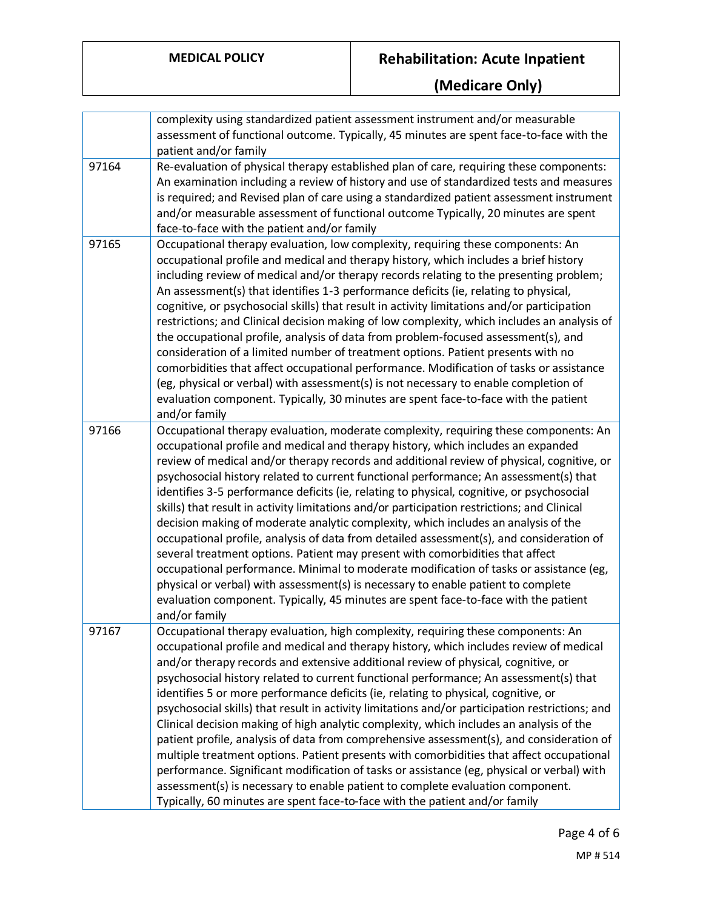| | |
|---|---|
| | complexity using standardized patient assessment instrument and/or measurable assessment of functional outcome. Typically, 45 minutes are spent face-to-face with the patient and/or family |
| 97164 | Re-evaluation of physical therapy established plan of care, requiring these components: An examination including a review of history and use of standardized tests and measures is required; and Revised plan of care using a standardized patient assessment instrument and/or measurable assessment of functional outcome Typically, 20 minutes are spent face-to-face with the patient and/or family |
| 97165 | Occupational therapy evaluation, low complexity, requiring these components: An occupational profile and medical and therapy history, which includes a brief history including review of medical and/or therapy records relating to the presenting problem; An assessment(s) that identifies 1-3 performance deficits (ie, relating to physical, cognitive, or psychosocial skills) that result in activity limitations and/or participation restrictions; and Clinical decision making of low complexity, which includes an analysis of the occupational profile, analysis of data from problem-focused assessment(s), and consideration of a limited number of treatment options. Patient presents with no comorbidities that affect occupational performance. Modification of tasks or assistance (eg, physical or verbal) with assessment(s) is not necessary to enable completion of evaluation component. Typically, 30 minutes are spent face-to-face with the patient and/or family |
| 97166 | Occupational therapy evaluation, moderate complexity, requiring these components: An occupational profile and medical and therapy history, which includes an expanded review of medical and/or therapy records and additional review of physical, cognitive, or psychosocial history related to current functional performance; An assessment(s) that identifies 3-5 performance deficits (ie, relating to physical, cognitive, or psychosocial skills) that result in activity limitations and/or participation restrictions; and Clinical decision making of moderate analytic complexity, which includes an analysis of the occupational profile, analysis of data from detailed assessment(s), and consideration of several treatment options. Patient may present with comorbidities that affect occupational performance. Minimal to moderate modification of tasks or assistance (eg, physical or verbal) with assessment(s) is necessary to enable patient to complete evaluation component. Typically, 45 minutes are spent face-to-face with the patient and/or family |
| 97167 | Occupational therapy evaluation, high complexity, requiring these components: An occupational profile and medical and therapy history, which includes review of medical and/or therapy records and extensive additional review of physical, cognitive, or psychosocial history related to current functional performance; An assessment(s) that identifies 5 or more performance deficits (ie, relating to physical, cognitive, or psychosocial skills) that result in activity limitations and/or participation restrictions; and Clinical decision making of high analytic complexity, which includes an analysis of the patient profile, analysis of data from comprehensive assessment(s), and consideration of multiple treatment options. Patient presents with comorbidities that affect occupational performance. Significant modification of tasks or assistance (eg, physical or verbal) with assessment(s) is necessary to enable patient to complete evaluation component. Typically, 60 minutes are spent face-to-face with the patient and/or family |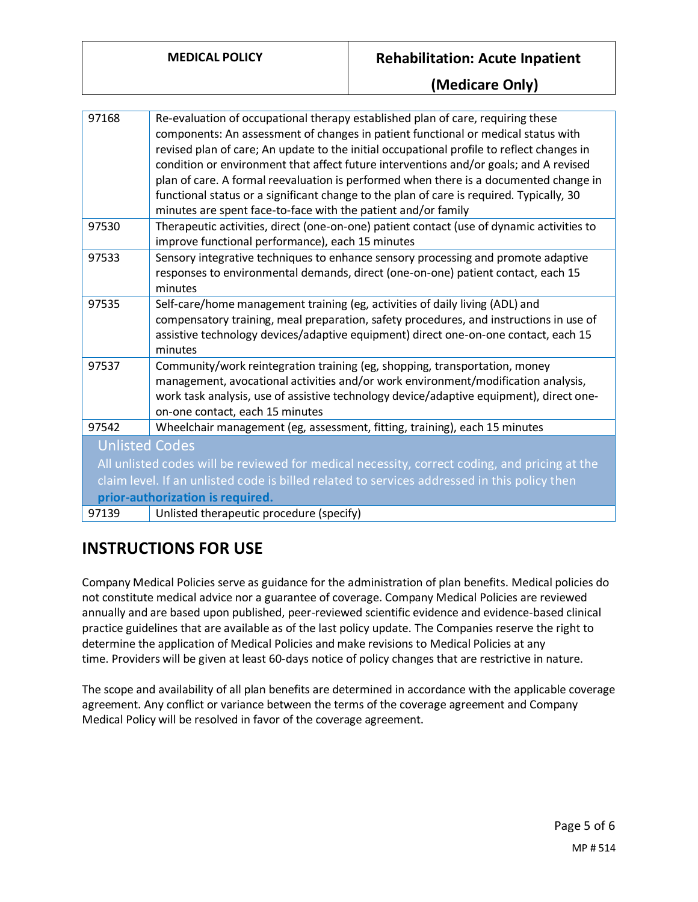| | |
|---|---|
| 97168 | Re-evaluation of occupational therapy established plan of care, requiring these components: An assessment of changes in patient functional or medical status with revised plan of care; An update to the initial occupational profile to reflect changes in condition or environment that affect future interventions and/or goals; and A revised plan of care. A formal reevaluation is performed when there is a documented change in functional status or a significant change to the plan of care is required. Typically, 30 minutes are spent face-to-face with the patient and/or family |
| 97530 | Therapeutic activities, direct (one-on-one) patient contact (use of dynamic activities to improve functional performance), each 15 minutes |
| 97533 | Sensory integrative techniques to enhance sensory processing and promote adaptive responses to environmental demands, direct (one-on-one) patient contact, each 15 minutes |
| 97535 | Self-care/home management training (eg, activities of daily living (ADL) and compensatory training, meal preparation, safety procedures, and instructions in use of assistive technology devices/adaptive equipment) direct one-on-one contact, each 15 minutes |
| 97537 | Community/work reintegration training (eg, shopping, transportation, money management, avocational activities and/or work environment/modification analysis, work task analysis, use of assistive technology device/adaptive equipment), direct one-on-one contact, each 15 minutes |
| 97542 | Wheelchair management (eg, assessment, fitting, training), each 15 minutes |
| **Unlisted Codes** All unlisted codes will be reviewed for medical necessity, correct coding, and pricing at the claim level. If an unlisted code is billed related to services addressed in this policy then **prior-authorization is required.** | |
| 97139 | Unlisted therapeutic procedure (specify) |

## INSTRUCTIONS FOR USE

Company Medical Policies serve as guidance for the administration of plan benefits. Medical policies do not constitute medical advice nor a guarantee of coverage. Company Medical Policies are reviewed annually and are based upon published, peer-reviewed scientific evidence and evidence-based clinical practice guidelines that are available as of the last policy update. The Companies reserve the right to determine the application of Medical Policies and make revisions to Medical Policies at any time. Providers will be given at least 60-days notice of policy changes that are restrictive in nature.

The scope and availability of all plan benefits are determined in accordance with the applicable coverage agreement. Any conflict or variance between the terms of the coverage agreement and Company Medical Policy will be resolved in favor of the coverage agreement.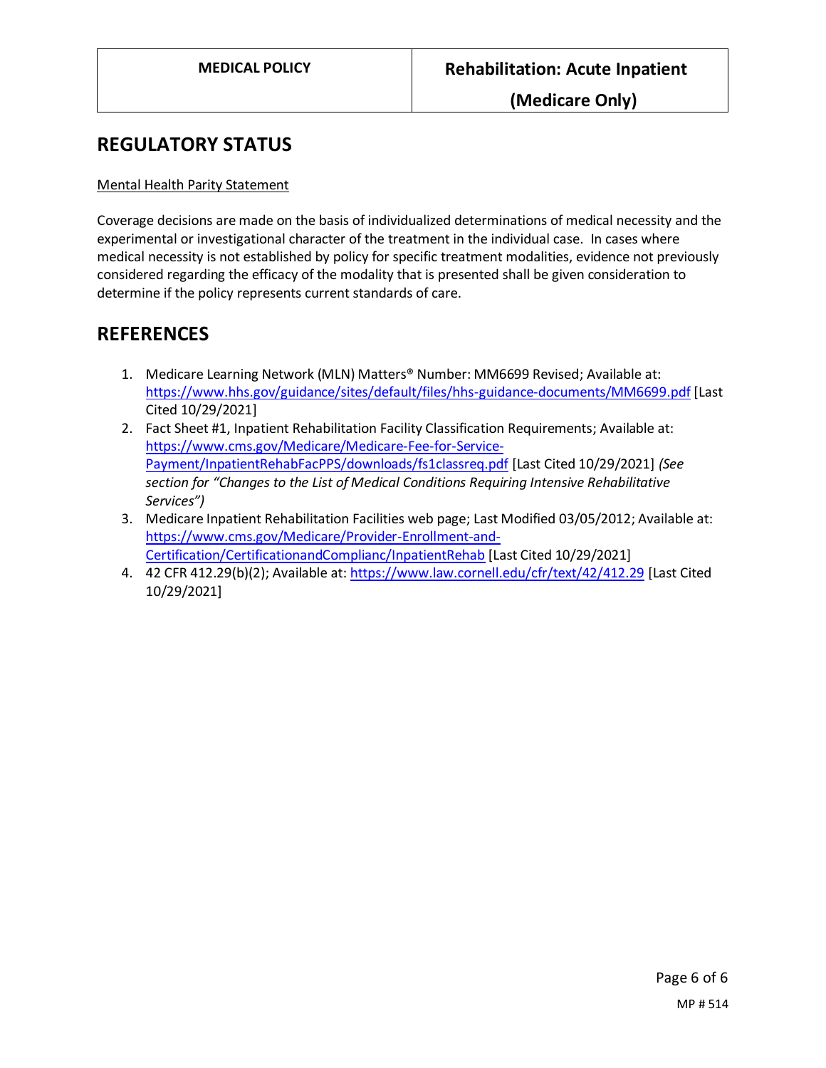## REGULATORY STATUS

Mental Health Parity Statement

Coverage decisions are made on the basis of individualized determinations of medical necessity and the experimental or investigational character of the treatment in the individual case. In cases where medical necessity is not established by policy for specific treatment modalities, evidence not previously considered regarding the efficacy of the modality that is presented shall be given consideration to determine if the policy represents current standards of care.

## REFERENCES

1. Medicare Learning Network (MLN) Matters® Number: MM6699 Revised; Available at: https://www.hhs.gov/guidance/sites/default/files/hhs-guidance-documents/MM6699.pdf [Last Cited 10/29/2021]
2. Fact Sheet #1, Inpatient Rehabilitation Facility Classification Requirements; Available at: https://www.cms.gov/Medicare/Medicare-Fee-for-Service-Payment/InpatientRehabFacPPS/downloads/fs1classreq.pdf [Last Cited 10/29/2021] *(See section for "Changes to the List of Medical Conditions Requiring Intensive Rehabilitative Services")*
3. Medicare Inpatient Rehabilitation Facilities web page; Last Modified 03/05/2012; Available at: https://www.cms.gov/Medicare/Provider-Enrollment-and-Certification/CertificationandComplianc/InpatientRehab [Last Cited 10/29/2021]
4. 42 CFR 412.29(b)(2); Available at: https://www.law.cornell.edu/cfr/text/42/412.29 [Last Cited 10/29/2021]